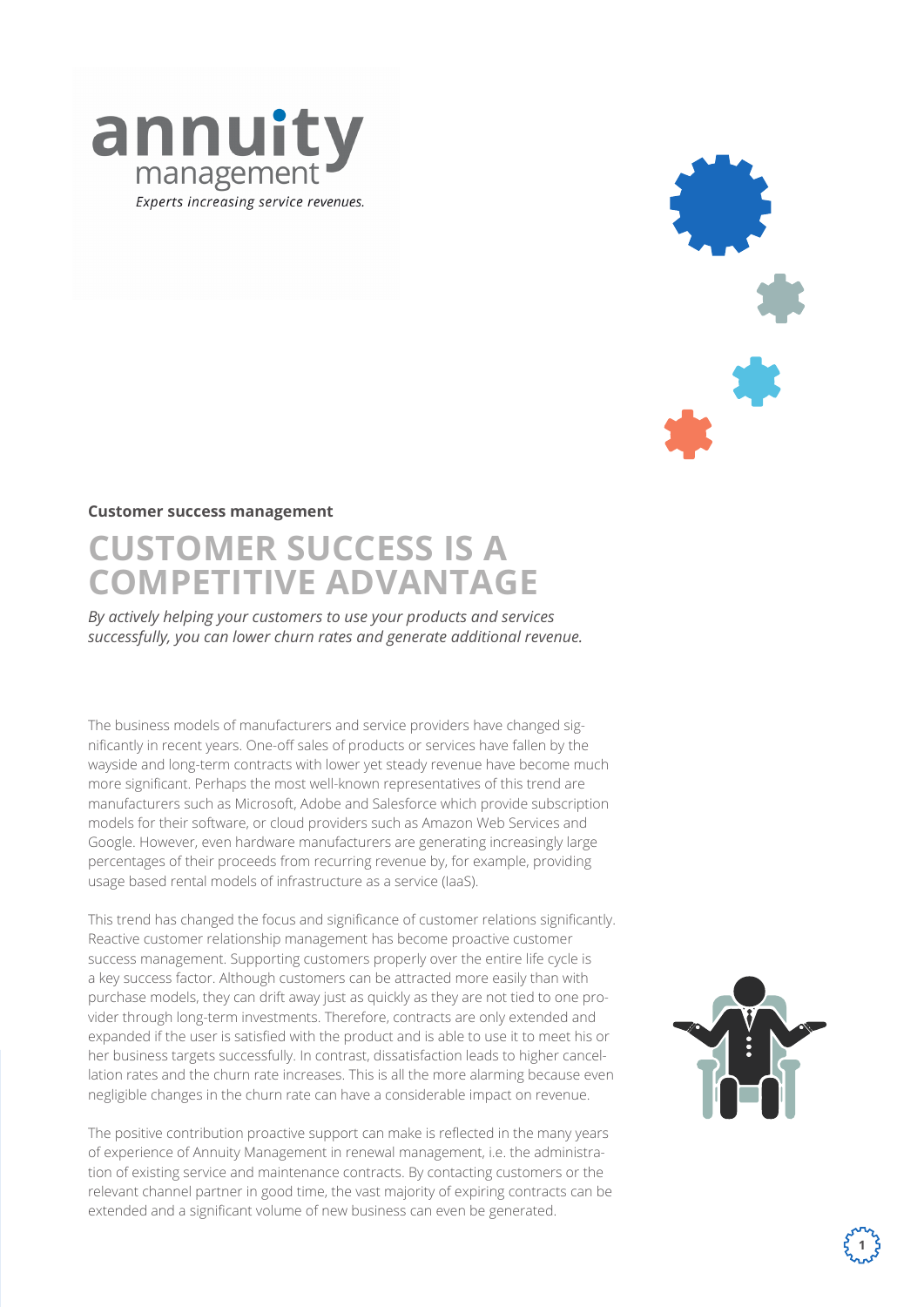annuity management

*Experts increasing service revenues.*

**Customer success management**

# CUSTOMER SUCCESS IS A COMPETITIVE ADVANTAGE

*By actively helping your customers to use your products and services successfully, you can lower churn rates and generate additional revenue.*

The business models of manufacturers and service providers have changed significantly in recent years. One-off sales of products or services have fallen by the wayside and long-term contracts with lower yet steady revenue have become much more significant. Perhaps the most well-known representatives of this trend are manufacturers such as Microsoft, Adobe and Salesforce which provide subscription models for their software, or cloud providers such as Amazon Web Services and Google. However, even hardware manufacturers are generating increasingly large percentages of their proceeds from recurring revenue by, for example, providing usage based rental models of infrastructure as a service (IaaS).

This trend has changed the focus and significance of customer relations significantly. Reactive customer relationship management has become proactive customer success management. Supporting customers properly over the entire life cycle is a key success factor. Although customers can be attracted more easily than with purchase models, they can drift away just as quickly as they are not tied to one provider through long-term investments. Therefore, contracts are only extended and expanded if the user is satisfied with the product and is able to use it to meet his or her business targets successfully. In contrast, dissatisfaction leads to higher cancellation rates and the churn rate increases. This is all the more alarming because even negligible changes in the churn rate can have a considerable impact on revenue.

The positive contribution proactive support can make is reflected in the many years of experience of Annuity Management in renewal management, i.e. the administration of existing service and maintenance contracts. By contacting customers or the relevant channel partner in good time, the vast majority of expiring contracts can be extended and a significant volume of new business can even be generated.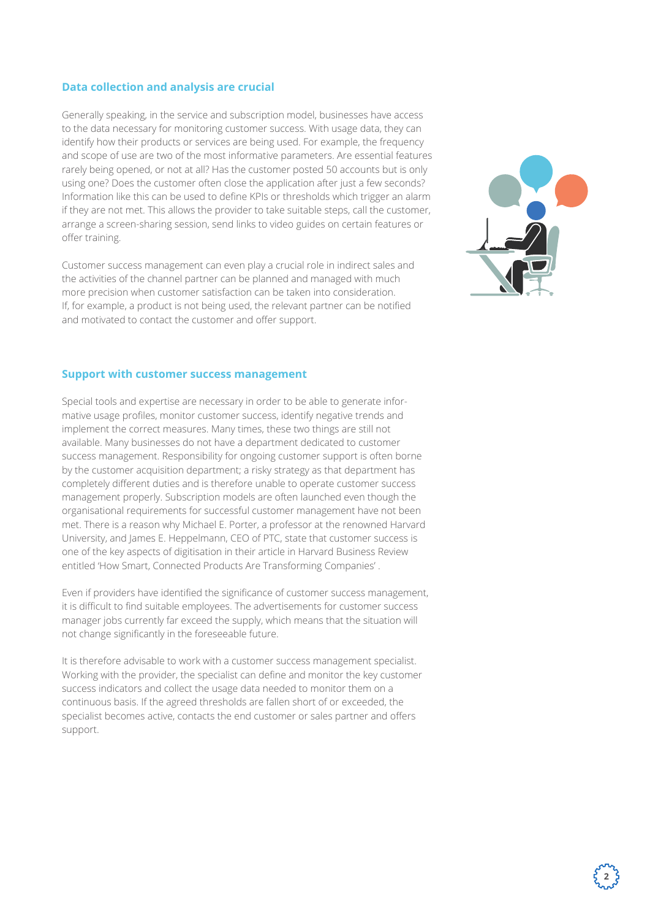## Data collection and analysis are crucial

Generally speaking, in the service and subscription model, businesses have access to the data necessary for monitoring customer success. With usage data, they can identify how their products or services are being used. For example, the frequency and scope of use are two of the most informative parameters. Are essential features rarely being opened, or not at all? Has the customer posted 50 accounts but is only using one? Does the customer often close the application after just a few seconds? Information like this can be used to define KPIs or thresholds which trigger an alarm if they are not met. This allows the provider to take suitable steps, call the customer, arrange a screen-sharing session, send links to video guides on certain features or offer training.

Customer success management can even play a crucial role in indirect sales and the activities of the channel partner can be planned and managed with much more precision when customer satisfaction can be taken into consideration. If, for example, a product is not being used, the relevant partner can be notified and motivated to contact the customer and offer support.

## Support with customer success management

Special tools and expertise are necessary in order to be able to generate informative usage profiles, monitor customer success, identify negative trends and implement the correct measures. Many times, these two things are still not available. Many businesses do not have a department dedicated to customer success management. Responsibility for ongoing customer support is often borne by the customer acquisition department; a risky strategy as that department has completely different duties and is therefore unable to operate customer success management properly. Subscription models are often launched even though the organisational requirements for successful customer management have not been met. There is a reason why Michael E. Porter, a professor at the renowned Harvard University, and James E. Heppelmann, CEO of PTC, state that customer success is one of the key aspects of digitisation in their article in Harvard Business Review entitled 'How Smart, Connected Products Are Transforming Companies' .

Even if providers have identified the significance of customer success management, it is difficult to find suitable employees. The advertisements for customer success manager jobs currently far exceed the supply, which means that the situation will not change significantly in the foreseeable future.

It is therefore advisable to work with a customer success management specialist. Working with the provider, the specialist can define and monitor the key customer success indicators and collect the usage data needed to monitor them on a continuous basis. If the agreed thresholds are fallen short of or exceeded, the specialist becomes active, contacts the end customer or sales partner and offers support.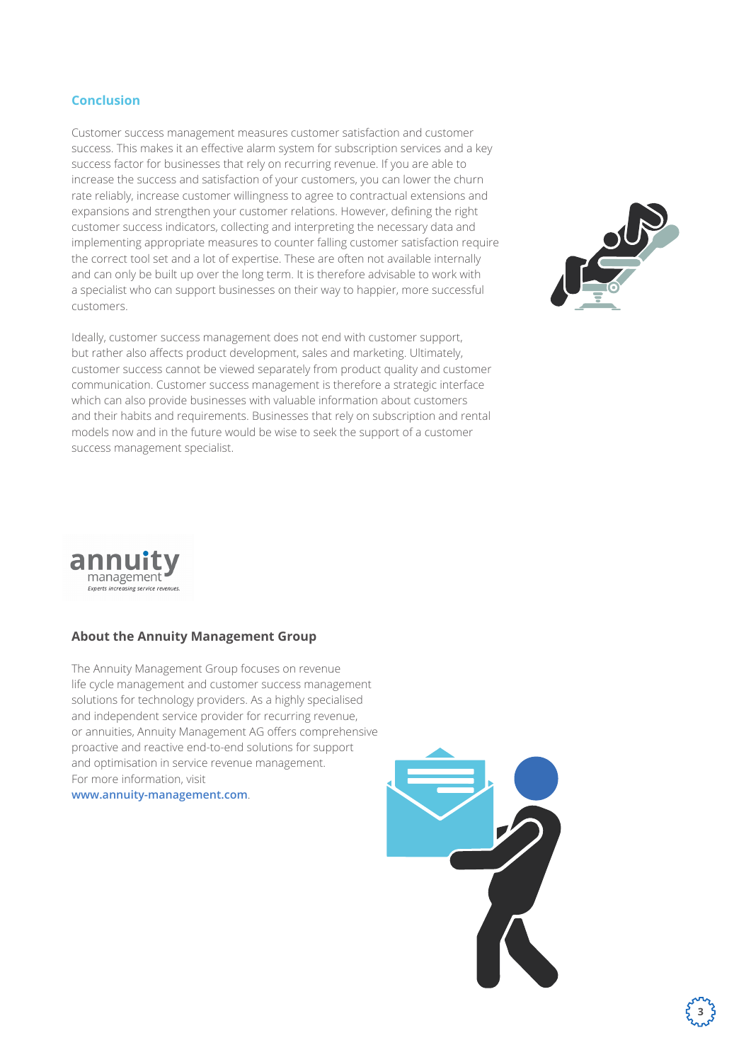## Conclusion

Customer success management measures customer satisfaction and customer success. This makes it an effective alarm system for subscription services and a key success factor for businesses that rely on recurring revenue. If you are able to increase the success and satisfaction of your customers, you can lower the churn rate reliably, increase customer willingness to agree to contractual extensions and expansions and strengthen your customer relations. However, defining the right customer success indicators, collecting and interpreting the necessary data and implementing appropriate measures to counter falling customer satisfaction require the correct tool set and a lot of expertise. These are often not available internally and can only be built up over the long term. It is therefore advisable to work with a specialist who can support businesses on their way to happier, more successful customers.

Ideally, customer success management does not end with customer support, but rather also affects product development, sales and marketing. Ultimately, customer success cannot be viewed separately from product quality and customer communication. Customer success management is therefore a strategic interface which can also provide businesses with valuable information about customers and their habits and requirements. Businesses that rely on subscription and rental models now and in the future would be wise to seek the support of a customer success management specialist.

annuity management
*Experts increasing service revenues.*

### About the Annuity Management Group

The Annuity Management Group focuses on revenue life cycle management and customer success management solutions for technology providers. As a highly specialised and independent service provider for recurring revenue, or annuities, Annuity Management AG offers comprehensive proactive and reactive end-to-end solutions for support and optimisation in service revenue management. For more information, visit **www.annuity-management.com**.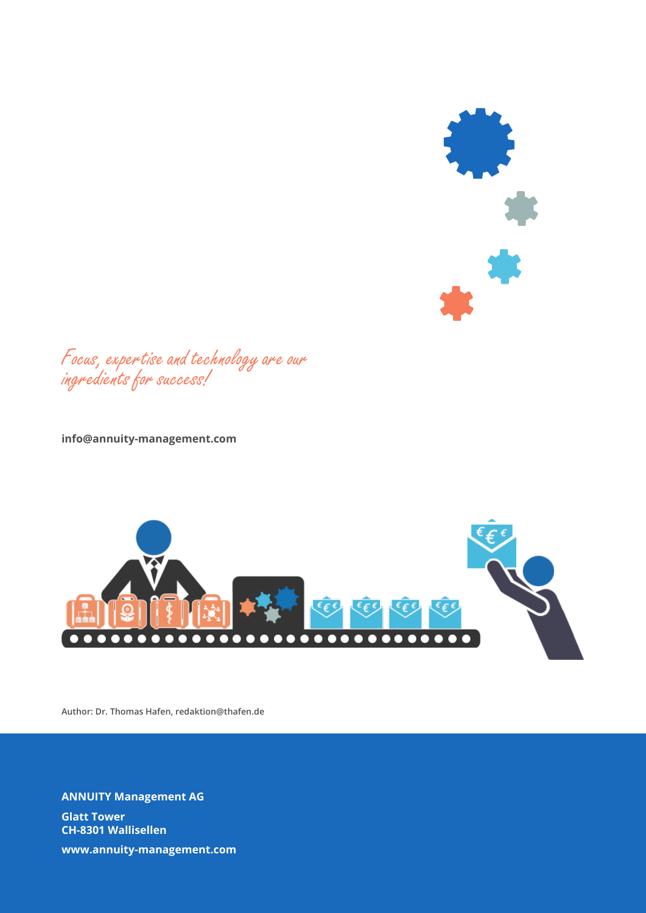*Focus, expertise and technology are our ingredients for success!*

**info@annuity-management.com**

Author: Dr. Thomas Hafen, redaktion@thafen.de

**ANNUITY Management AG**

**Glatt Tower**
**CH-8301 Wallisellen**

**www.annuity-management.com**